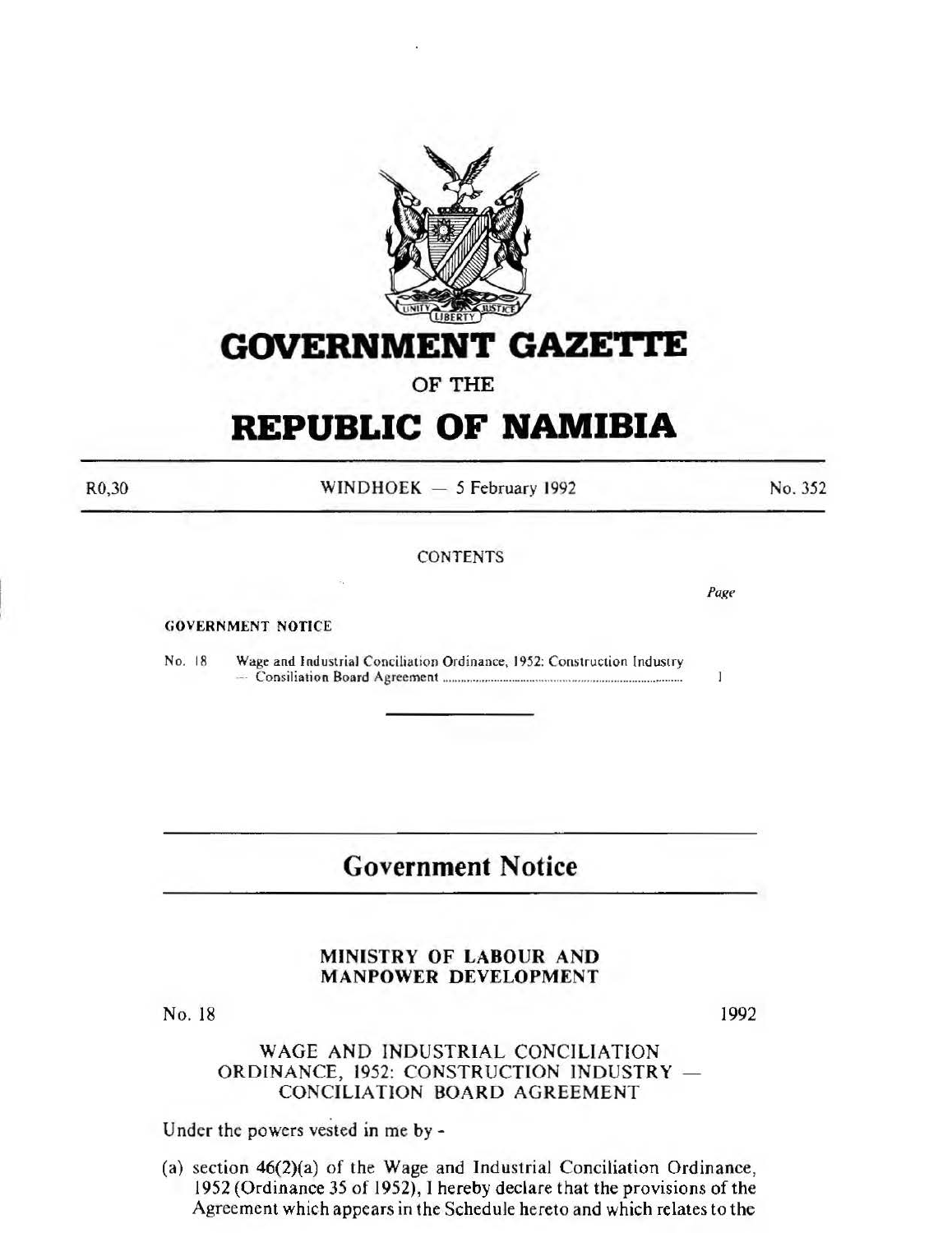# GOVERNMENT GAZETTE

OF THE

# REPUBLIC OF NAMIBIA

R0,30 WINDHOEK — 5 February 1992 No. 352

CONTENTS

*Page*

GOVERNMENT NOTICE

No. 18 Wage and Industrial Conciliation Ordinance, 1952: Construction Industry — Consiliation Board Agreement ........................................................................ 1

---

## Government Notice

### MINISTRY OF LABOUR AND MANPOWER DEVELOPMENT

No. 18 1992

### WAGE AND INDUSTRIAL CONCILIATION ORDINANCE, 1952: CONSTRUCTION INDUSTRY — CONCILIATION BOARD AGREEMENT

Under the powers vested in me by -

(a) section 46(2)(a) of the Wage and Industrial Conciliation Ordinance, 1952 (Ordinance 35 of 1952), I hereby declare that the provisions of the Agreement which appears in the Schedule hereto and which relates to the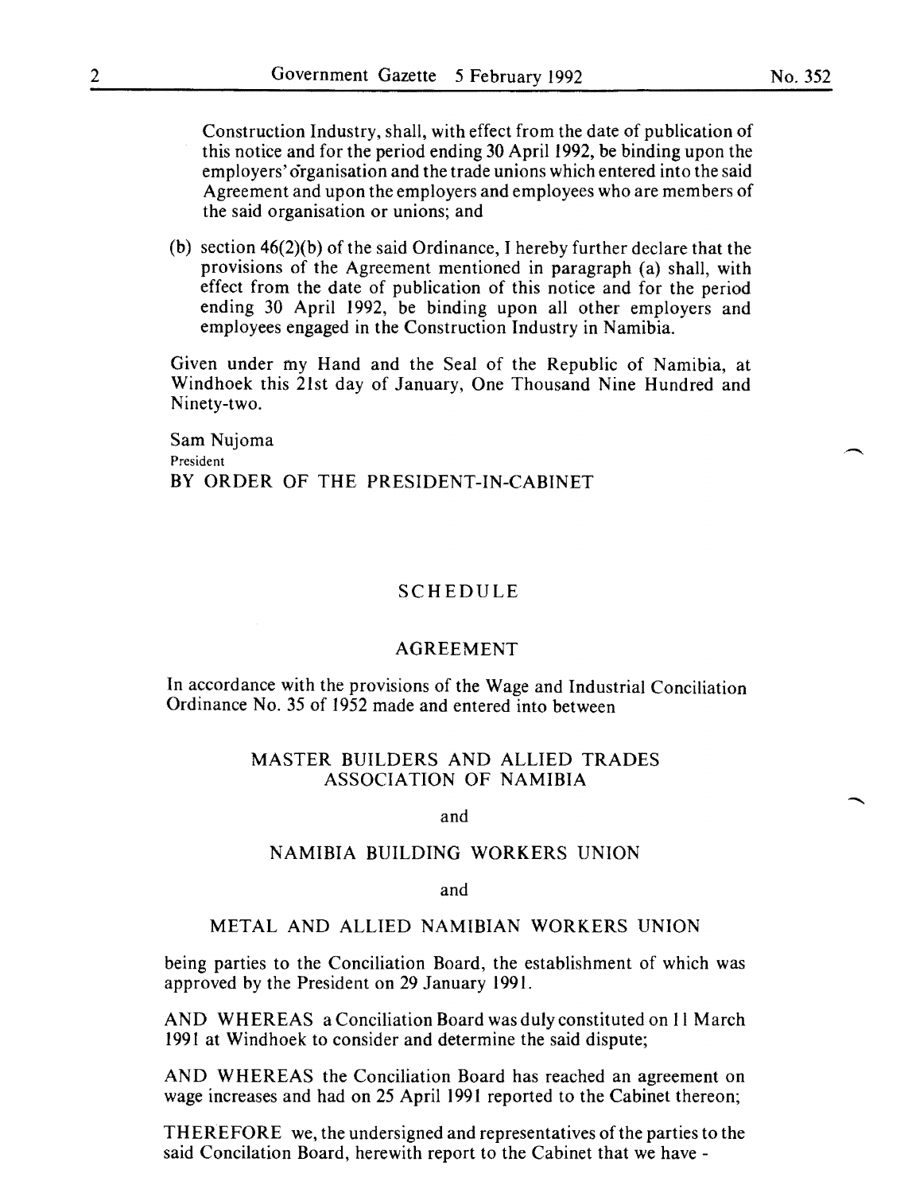Construction Industry, shall, with effect from the date of publication of this notice and for the period ending 30 April 1992, be binding upon the employers' organisation and the trade unions which entered into the said Agreement and upon the employers and employees who are members of the said organisation or unions; and

(b) section 46(2)(b) of the said Ordinance, I hereby further declare that the provisions of the Agreement mentioned in paragraph (a) shall, with effect from the date of publication of this notice and for the period ending 30 April 1992, be binding upon all other employers and employees engaged in the Construction Industry in Namibia.

Given under my Hand and the Seal of the Republic of Namibia, at Windhoek this 21st day of January, One Thousand Nine Hundred and Ninety-two.

Sam Nujoma
President
BY ORDER OF THE PRESIDENT-IN-CABINET

## SCHEDULE

## AGREEMENT

In accordance with the provisions of the Wage and Industrial Conciliation Ordinance No. 35 of 1952 made and entered into between

MASTER BUILDERS AND ALLIED TRADES ASSOCIATION OF NAMIBIA

and

NAMIBIA BUILDING WORKERS UNION

and

METAL AND ALLIED NAMIBIAN WORKERS UNION

being parties to the Conciliation Board, the establishment of which was approved by the President on 29 January 1991.

AND WHEREAS a Conciliation Board was duly constituted on 11 March 1991 at Windhoek to consider and determine the said dispute;

AND WHEREAS the Conciliation Board has reached an agreement on wage increases and had on 25 April 1991 reported to the Cabinet thereon;

THEREFORE we, the undersigned and representatives of the parties to the said Concilation Board, herewith report to the Cabinet that we have -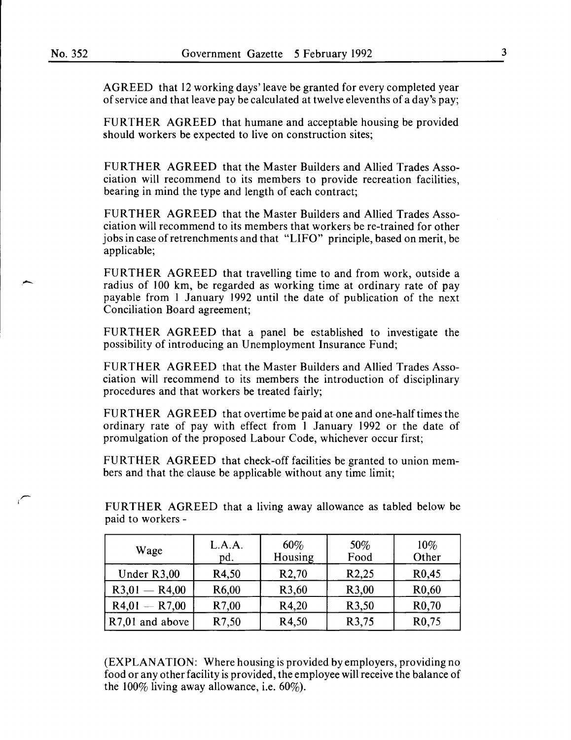AGREED that 12 working days' leave be granted for every completed year of service and that leave pay be calculated at twelve elevenths of a day's pay;

FURTHER AGREED that humane and acceptable housing be provided should workers be expected to live on construction sites;

FURTHER AGREED that the Master Builders and Allied Trades Association will recommend to its members to provide recreation facilities, bearing in mind the type and length of each contract;

FURTHER AGREED that the Master Builders and Allied Trades Association will recommend to its members that workers be re-trained for other jobs in case of retrenchments and that "LIFO" principle, based on merit, be applicable;

FURTHER AGREED that travelling time to and from work, outside a radius of 100 km, be regarded as working time at ordinary rate of pay payable from 1 January 1992 until the date of publication of the next Conciliation Board agreement;

FURTHER AGREED that a panel be established to investigate the possibility of introducing an Unemployment Insurance Fund;

FURTHER AGREED that the Master Builders and Allied Trades Association will recommend to its members the introduction of disciplinary procedures and that workers be treated fairly;

FURTHER AGREED that overtime be paid at one and one-half times the ordinary rate of pay with effect from 1 January 1992 or the date of promulgation of the proposed Labour Code, whichever occur first;

FURTHER AGREED that check-off facilities be granted to union members and that the clause be applicable without any time limit;

FURTHER AGREED that a living away allowance as tabled below be paid to workers -

| Wage | L.A.A. pd. | 60% Housing | 50% Food | 10% Other |
|---|---|---|---|---|
| Under R3,00 | R4,50 | R2,70 | R2,25 | R0,45 |
| R3,01 — R4,00 | R6,00 | R3,60 | R3,00 | R0,60 |
| R4,01 — R7,00 | R7,00 | R4,20 | R3,50 | R0,70 |
| R7,01 and above | R7,50 | R4,50 | R3,75 | R0,75 |

(EXPLANATION: Where housing is provided by employers, providing no food or any other facility is provided, the employee will receive the balance of the 100% living away allowance, i.e. 60%).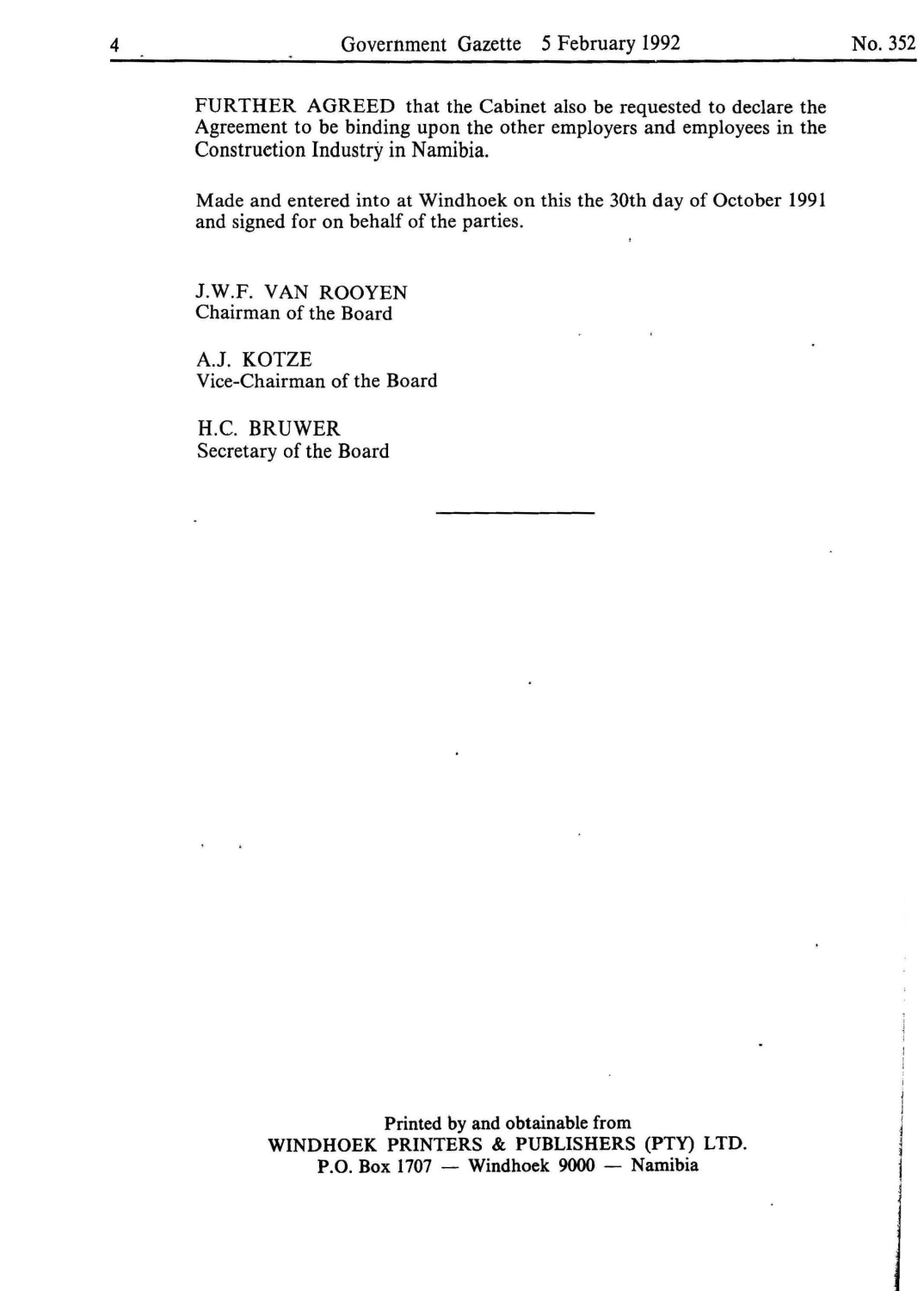FURTHER AGREED that the Cabinet also be requested to declare the Agreement to be binding upon the other employers and employees in the Construction Industry in Namibia.

Made and entered into at Windhoek on this the 30th day of October 1991 and signed for on behalf of the parties.

J.W.F. VAN ROOYEN
Chairman of the Board

A.J. KOTZE
Vice-Chairman of the Board

H.C. BRUWER
Secretary of the Board

---

Printed by and obtainable from
WINDHOEK PRINTERS & PUBLISHERS (PTY) LTD.
P.O. Box 1707 — Windhoek 9000 — Namibia